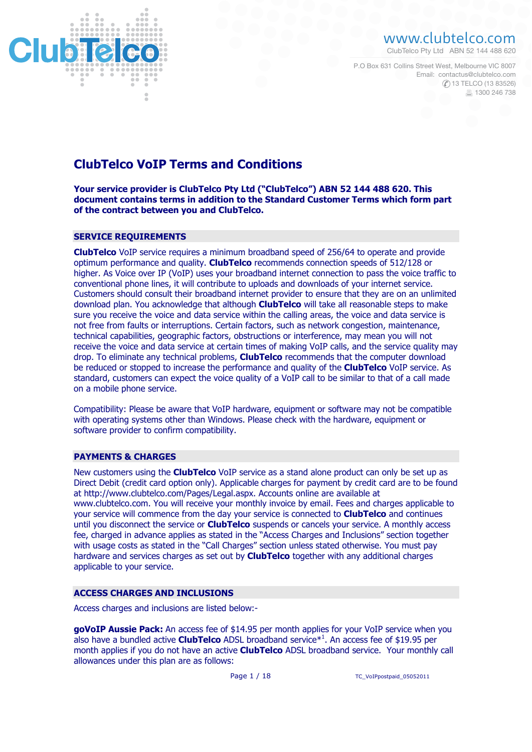ClubTelco

www.clubtelco.com
ClubTelco Pty Ltd ABN 52 144 488 620

P.O Box 631 Collins Street West, Melbourne VIC 8007
Email: contactus@clubtelco.com
13 TELCO (13 83526)
1300 246 738

# ClubTelco VoIP Terms and Conditions

**Your service provider is ClubTelco Pty Ltd ("ClubTelco") ABN 52 144 488 620. This document contains terms in addition to the Standard Customer Terms which form part of the contract between you and ClubTelco.**

## SERVICE REQUIREMENTS

**ClubTelco** VoIP service requires a minimum broadband speed of 256/64 to operate and provide optimum performance and quality. **ClubTelco** recommends connection speeds of 512/128 or higher. As Voice over IP (VoIP) uses your broadband internet connection to pass the voice traffic to conventional phone lines, it will contribute to uploads and downloads of your internet service. Customers should consult their broadband internet provider to ensure that they are on an unlimited download plan. You acknowledge that although **ClubTelco** will take all reasonable steps to make sure you receive the voice and data service within the calling areas, the voice and data service is not free from faults or interruptions. Certain factors, such as network congestion, maintenance, technical capabilities, geographic factors, obstructions or interference, may mean you will not receive the voice and data service at certain times of making VoIP calls, and the service quality may drop. To eliminate any technical problems, **ClubTelco** recommends that the computer download be reduced or stopped to increase the performance and quality of the **ClubTelco** VoIP service. As standard, customers can expect the voice quality of a VoIP call to be similar to that of a call made on a mobile phone service.

Compatibility: Please be aware that VoIP hardware, equipment or software may not be compatible with operating systems other than Windows. Please check with the hardware, equipment or software provider to confirm compatibility.

## PAYMENTS & CHARGES

New customers using the **ClubTelco** VoIP service as a stand alone product can only be set up as Direct Debit (credit card option only). Applicable charges for payment by credit card are to be found at http://www.clubtelco.com/Pages/Legal.aspx. Accounts online are available at www.clubtelco.com. You will receive your monthly invoice by email. Fees and charges applicable to your service will commence from the day your service is connected to **ClubTelco** and continues until you disconnect the service or **ClubTelco** suspends or cancels your service. A monthly access fee, charged in advance applies as stated in the "Access Charges and Inclusions" section together with usage costs as stated in the "Call Charges" section unless stated otherwise. You must pay hardware and services charges as set out by **ClubTelco** together with any additional charges applicable to your service.

## ACCESS CHARGES AND INCLUSIONS

Access charges and inclusions are listed below:-

**goVoIP Aussie Pack:** An access fee of $14.95 per month applies for your VoIP service when you also have a bundled active **ClubTelco** ADSL broadband service*[1]. An access fee of $19.95 per month applies if you do not have an active **ClubTelco** ADSL broadband service. Your monthly call allowances under this plan are as follows:

TC_VoIPpostpaid_05052011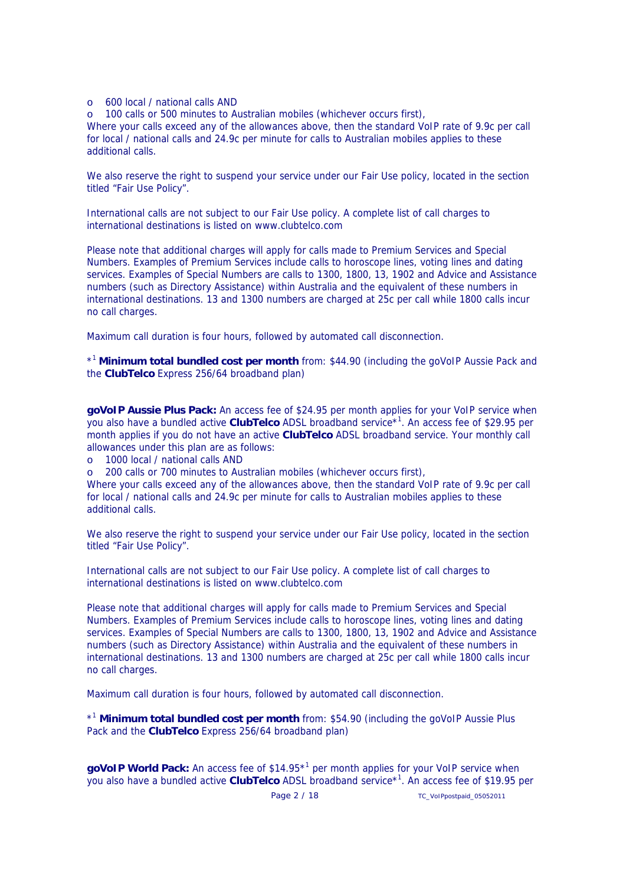- 600 local / national calls AND
- 100 calls or 500 minutes to Australian mobiles (whichever occurs first),

Where your calls exceed any of the allowances above, then the standard VoIP rate of 9.9c per call for local / national calls and 24.9c per minute for calls to Australian mobiles applies to these additional calls.

We also reserve the right to suspend your service under our Fair Use policy, located in the section titled "Fair Use Policy".

International calls are not subject to our Fair Use policy. A complete list of call charges to international destinations is listed on www.clubtelco.com

Please note that additional charges will apply for calls made to Premium Services and Special Numbers. Examples of Premium Services include calls to horoscope lines, voting lines and dating services. Examples of Special Numbers are calls to 1300, 1800, 13, 1902 and Advice and Assistance numbers (such as Directory Assistance) within Australia and the equivalent of these numbers in international destinations. 13 and 1300 numbers are charged at 25c per call while 1800 calls incur no call charges.

Maximum call duration is four hours, followed by automated call disconnection.

*[1] **Minimum total bundled cost per month** from: $44.90 (including the goVoIP Aussie Pack and the **ClubTelco** Express 256/64 broadband plan)

**goVoIP Aussie Plus Pack:** An access fee of $24.95 per month applies for your VoIP service when you also have a bundled active **ClubTelco** ADSL broadband service*[1]. An access fee of $29.95 per month applies if you do not have an active **ClubTelco** ADSL broadband service. Your monthly call allowances under this plan are as follows:

- 1000 local / national calls AND
- 200 calls or 700 minutes to Australian mobiles (whichever occurs first),

Where your calls exceed any of the allowances above, then the standard VoIP rate of 9.9c per call for local / national calls and 24.9c per minute for calls to Australian mobiles applies to these additional calls.

We also reserve the right to suspend your service under our Fair Use policy, located in the section titled "Fair Use Policy".

International calls are not subject to our Fair Use policy. A complete list of call charges to international destinations is listed on www.clubtelco.com

Please note that additional charges will apply for calls made to Premium Services and Special Numbers. Examples of Premium Services include calls to horoscope lines, voting lines and dating services. Examples of Special Numbers are calls to 1300, 1800, 13, 1902 and Advice and Assistance numbers (such as Directory Assistance) within Australia and the equivalent of these numbers in international destinations. 13 and 1300 numbers are charged at 25c per call while 1800 calls incur no call charges.

Maximum call duration is four hours, followed by automated call disconnection.

*[1] **Minimum total bundled cost per month** from: $54.90 (including the goVoIP Aussie Plus Pack and the **ClubTelco** Express 256/64 broadband plan)

**goVoIP World Pack:** An access fee of $14.95*[1] per month applies for your VoIP service when you also have a bundled active **ClubTelco** ADSL broadband service*[1]. An access fee of $19.95 per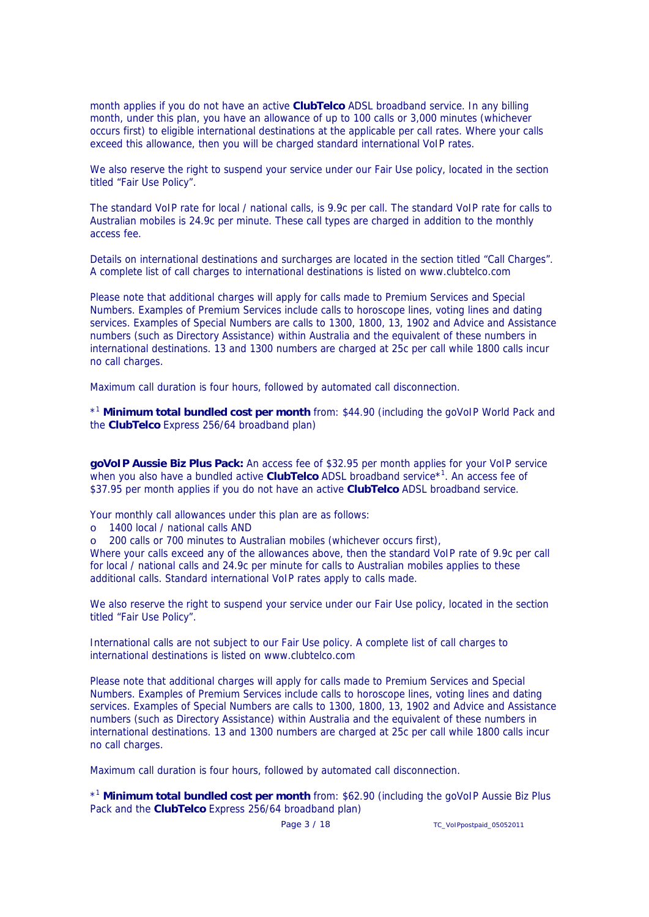month applies if you do not have an active **ClubTelco** ADSL broadband service. In any billing month, under this plan, you have an allowance of up to 100 calls or 3,000 minutes (whichever occurs first) to eligible international destinations at the applicable per call rates. Where your calls exceed this allowance, then you will be charged standard international VoIP rates.

We also reserve the right to suspend your service under our Fair Use policy, located in the section titled "Fair Use Policy".

The standard VoIP rate for local / national calls, is 9.9c per call. The standard VoIP rate for calls to Australian mobiles is 24.9c per minute. These call types are charged in addition to the monthly access fee.

Details on international destinations and surcharges are located in the section titled "Call Charges". A complete list of call charges to international destinations is listed on www.clubtelco.com

Please note that additional charges will apply for calls made to Premium Services and Special Numbers. Examples of Premium Services include calls to horoscope lines, voting lines and dating services. Examples of Special Numbers are calls to 1300, 1800, 13, 1902 and Advice and Assistance numbers (such as Directory Assistance) within Australia and the equivalent of these numbers in international destinations. 13 and 1300 numbers are charged at 25c per call while 1800 calls incur no call charges.

Maximum call duration is four hours, followed by automated call disconnection.

*[1] **Minimum total bundled cost per month** from: $44.90 (including the goVoIP World Pack and the **ClubTelco** Express 256/64 broadband plan)

**goVoIP Aussie Biz Plus Pack:** An access fee of $32.95 per month applies for your VoIP service when you also have a bundled active **ClubTelco** ADSL broadband service*[1]. An access fee of $37.95 per month applies if you do not have an active **ClubTelco** ADSL broadband service.

Your monthly call allowances under this plan are as follows:

- 1400 local / national calls AND
- 200 calls or 700 minutes to Australian mobiles (whichever occurs first),

Where your calls exceed any of the allowances above, then the standard VoIP rate of 9.9c per call for local / national calls and 24.9c per minute for calls to Australian mobiles applies to these additional calls. Standard international VoIP rates apply to calls made.

We also reserve the right to suspend your service under our Fair Use policy, located in the section titled "Fair Use Policy".

International calls are not subject to our Fair Use policy. A complete list of call charges to international destinations is listed on www.clubtelco.com

Please note that additional charges will apply for calls made to Premium Services and Special Numbers. Examples of Premium Services include calls to horoscope lines, voting lines and dating services. Examples of Special Numbers are calls to 1300, 1800, 13, 1902 and Advice and Assistance numbers (such as Directory Assistance) within Australia and the equivalent of these numbers in international destinations. 13 and 1300 numbers are charged at 25c per call while 1800 calls incur no call charges.

Maximum call duration is four hours, followed by automated call disconnection.

*[1] **Minimum total bundled cost per month** from: $62.90 (including the goVoIP Aussie Biz Plus Pack and the **ClubTelco** Express 256/64 broadband plan)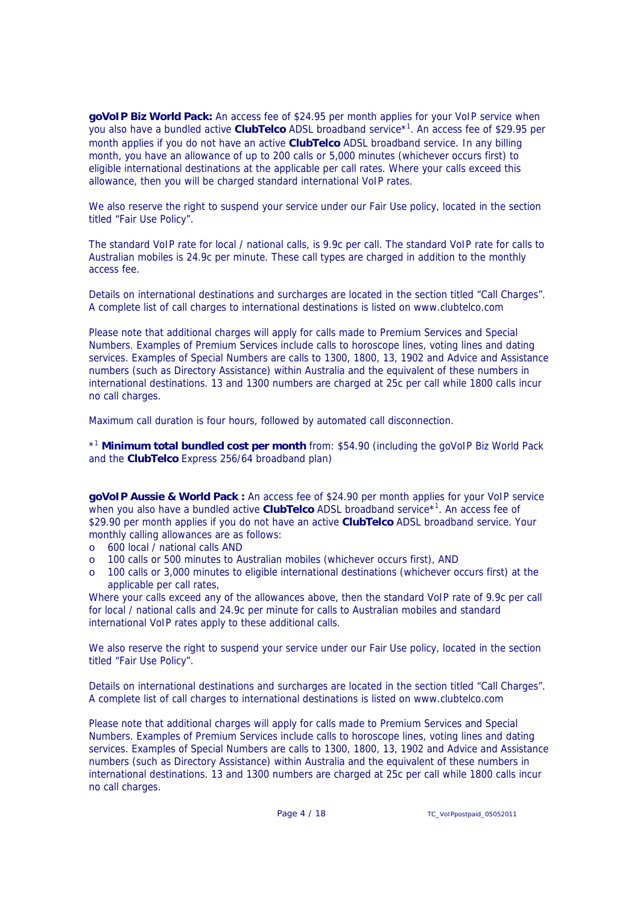**goVoIP Biz World Pack:** An access fee of $24.95 per month applies for your VoIP service when you also have a bundled active **ClubTelco** ADSL broadband service*[1]. An access fee of $29.95 per month applies if you do not have an active **ClubTelco** ADSL broadband service. In any billing month, you have an allowance of up to 200 calls or 5,000 minutes (whichever occurs first) to eligible international destinations at the applicable per call rates. Where your calls exceed this allowance, then you will be charged standard international VoIP rates.

We also reserve the right to suspend your service under our Fair Use policy, located in the section titled "Fair Use Policy".

The standard VoIP rate for local / national calls, is 9.9c per call. The standard VoIP rate for calls to Australian mobiles is 24.9c per minute. These call types are charged in addition to the monthly access fee.

Details on international destinations and surcharges are located in the section titled "Call Charges". A complete list of call charges to international destinations is listed on www.clubtelco.com

Please note that additional charges will apply for calls made to Premium Services and Special Numbers. Examples of Premium Services include calls to horoscope lines, voting lines and dating services. Examples of Special Numbers are calls to 1300, 1800, 13, 1902 and Advice and Assistance numbers (such as Directory Assistance) within Australia and the equivalent of these numbers in international destinations. 13 and 1300 numbers are charged at 25c per call while 1800 calls incur no call charges.

Maximum call duration is four hours, followed by automated call disconnection.

*[1] **Minimum total bundled cost per month** from: $54.90 (including the goVoIP Biz World Pack and the **ClubTelco** Express 256/64 broadband plan)

**goVoIP Aussie & World Pack :** An access fee of $24.90 per month applies for your VoIP service when you also have a bundled active **ClubTelco** ADSL broadband service*[1]. An access fee of $29.90 per month applies if you do not have an active **ClubTelco** ADSL broadband service. Your monthly calling allowances are as follows:

- 600 local / national calls AND
- 100 calls or 500 minutes to Australian mobiles (whichever occurs first), AND
- 100 calls or 3,000 minutes to eligible international destinations (whichever occurs first) at the applicable per call rates,

Where your calls exceed any of the allowances above, then the standard VoIP rate of 9.9c per call for local / national calls and 24.9c per minute for calls to Australian mobiles and standard international VoIP rates apply to these additional calls.

We also reserve the right to suspend your service under our Fair Use policy, located in the section titled "Fair Use Policy".

Details on international destinations and surcharges are located in the section titled "Call Charges". A complete list of call charges to international destinations is listed on www.clubtelco.com

Please note that additional charges will apply for calls made to Premium Services and Special Numbers. Examples of Premium Services include calls to horoscope lines, voting lines and dating services. Examples of Special Numbers are calls to 1300, 1800, 13, 1902 and Advice and Assistance numbers (such as Directory Assistance) within Australia and the equivalent of these numbers in international destinations. 13 and 1300 numbers are charged at 25c per call while 1800 calls incur no call charges.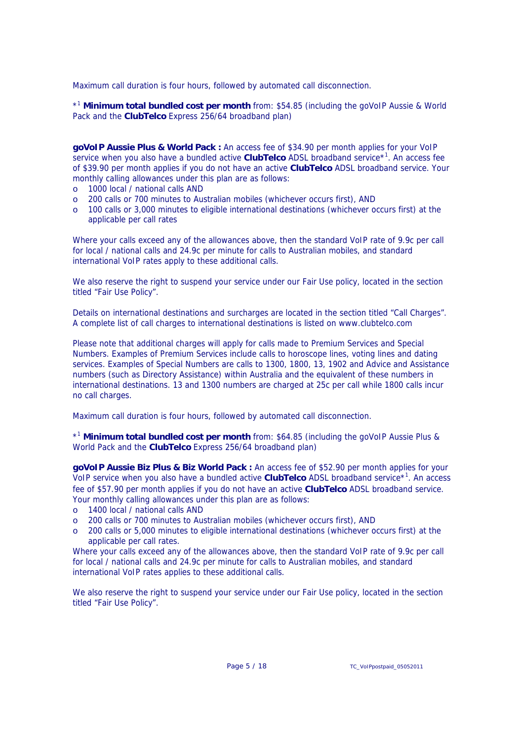Maximum call duration is four hours, followed by automated call disconnection.

*[1] **Minimum total bundled cost per month** from: $54.85 (including the goVoIP Aussie & World Pack and the **ClubTelco** Express 256/64 broadband plan)

**goVoIP Aussie Plus & World Pack :** An access fee of $34.90 per month applies for your VoIP service when you also have a bundled active **ClubTelco** ADSL broadband service*[1]. An access fee of $39.90 per month applies if you do not have an active **ClubTelco** ADSL broadband service. Your monthly calling allowances under this plan are as follows:

- 1000 local / national calls AND
- 200 calls or 700 minutes to Australian mobiles (whichever occurs first), AND
- 100 calls or 3,000 minutes to eligible international destinations (whichever occurs first) at the applicable per call rates

Where your calls exceed any of the allowances above, then the standard VoIP rate of 9.9c per call for local / national calls and 24.9c per minute for calls to Australian mobiles, and standard international VoIP rates apply to these additional calls.

We also reserve the right to suspend your service under our Fair Use policy, located in the section titled "Fair Use Policy".

Details on international destinations and surcharges are located in the section titled "Call Charges". A complete list of call charges to international destinations is listed on www.clubtelco.com

Please note that additional charges will apply for calls made to Premium Services and Special Numbers. Examples of Premium Services include calls to horoscope lines, voting lines and dating services. Examples of Special Numbers are calls to 1300, 1800, 13, 1902 and Advice and Assistance numbers (such as Directory Assistance) within Australia and the equivalent of these numbers in international destinations. 13 and 1300 numbers are charged at 25c per call while 1800 calls incur no call charges.

Maximum call duration is four hours, followed by automated call disconnection.

*[1] **Minimum total bundled cost per month** from: $64.85 (including the goVoIP Aussie Plus & World Pack and the **ClubTelco** Express 256/64 broadband plan)

**goVoIP Aussie Biz Plus & Biz World Pack :** An access fee of $52.90 per month applies for your VoIP service when you also have a bundled active **ClubTelco** ADSL broadband service*[1]. An access fee of $57.90 per month applies if you do not have an active **ClubTelco** ADSL broadband service. Your monthly calling allowances under this plan are as follows:

- 1400 local / national calls AND
- 200 calls or 700 minutes to Australian mobiles (whichever occurs first), AND
- 200 calls or 5,000 minutes to eligible international destinations (whichever occurs first) at the applicable per call rates.

Where your calls exceed any of the allowances above, then the standard VoIP rate of 9.9c per call for local / national calls and 24.9c per minute for calls to Australian mobiles, and standard international VoIP rates applies to these additional calls.

We also reserve the right to suspend your service under our Fair Use policy, located in the section titled "Fair Use Policy".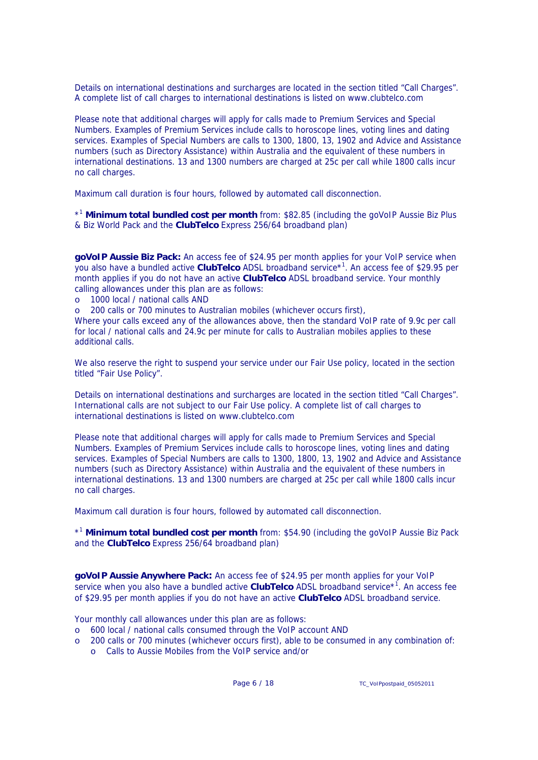Details on international destinations and surcharges are located in the section titled "Call Charges". A complete list of call charges to international destinations is listed on www.clubtelco.com

Please note that additional charges will apply for calls made to Premium Services and Special Numbers. Examples of Premium Services include calls to horoscope lines, voting lines and dating services. Examples of Special Numbers are calls to 1300, 1800, 13, 1902 and Advice and Assistance numbers (such as Directory Assistance) within Australia and the equivalent of these numbers in international destinations. 13 and 1300 numbers are charged at 25c per call while 1800 calls incur no call charges.

Maximum call duration is four hours, followed by automated call disconnection.

*[1] **Minimum total bundled cost per month** from: $82.85 (including the goVoIP Aussie Biz Plus & Biz World Pack and the **ClubTelco** Express 256/64 broadband plan)

**goVoIP Aussie Biz Pack:** An access fee of $24.95 per month applies for your VoIP service when you also have a bundled active **ClubTelco** ADSL broadband service*[1]. An access fee of $29.95 per month applies if you do not have an active **ClubTelco** ADSL broadband service. Your monthly calling allowances under this plan are as follows:

- 1000 local / national calls AND
- 200 calls or 700 minutes to Australian mobiles (whichever occurs first),

Where your calls exceed any of the allowances above, then the standard VoIP rate of 9.9c per call for local / national calls and 24.9c per minute for calls to Australian mobiles applies to these additional calls.

We also reserve the right to suspend your service under our Fair Use policy, located in the section titled "Fair Use Policy".

Details on international destinations and surcharges are located in the section titled "Call Charges". International calls are not subject to our Fair Use policy. A complete list of call charges to international destinations is listed on www.clubtelco.com

Please note that additional charges will apply for calls made to Premium Services and Special Numbers. Examples of Premium Services include calls to horoscope lines, voting lines and dating services. Examples of Special Numbers are calls to 1300, 1800, 13, 1902 and Advice and Assistance numbers (such as Directory Assistance) within Australia and the equivalent of these numbers in international destinations. 13 and 1300 numbers are charged at 25c per call while 1800 calls incur no call charges.

Maximum call duration is four hours, followed by automated call disconnection.

*[1] **Minimum total bundled cost per month** from: $54.90 (including the goVoIP Aussie Biz Pack and the **ClubTelco** Express 256/64 broadband plan)

**goVoIP Aussie Anywhere Pack:** An access fee of $24.95 per month applies for your VoIP service when you also have a bundled active **ClubTelco** ADSL broadband service*[1]. An access fee of $29.95 per month applies if you do not have an active **ClubTelco** ADSL broadband service.

Your monthly call allowances under this plan are as follows:

- 600 local / national calls consumed through the VoIP account AND
- 200 calls or 700 minutes (whichever occurs first), able to be consumed in any combination of:
  - Calls to Aussie Mobiles from the VoIP service and/or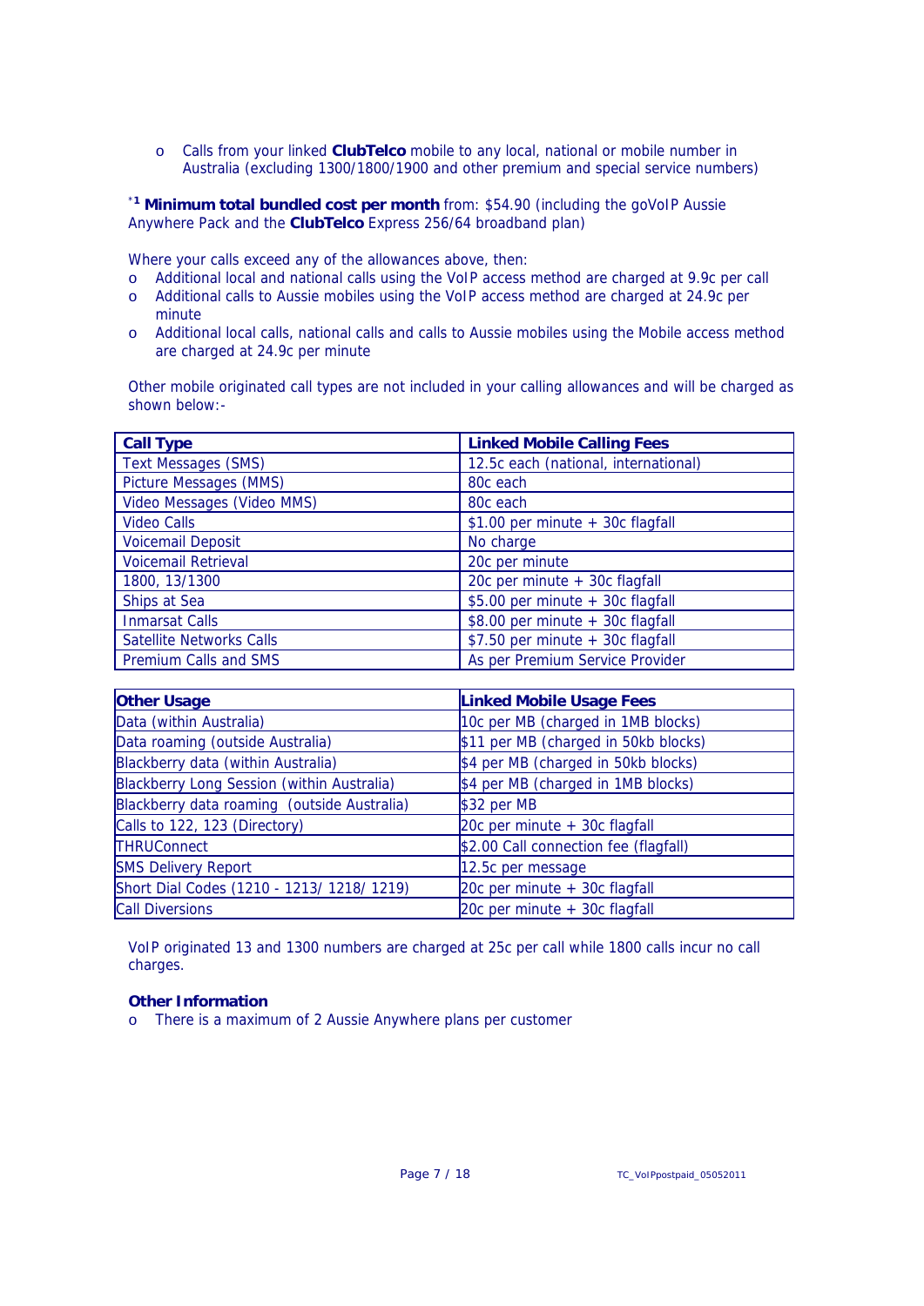- Calls from your linked **ClubTelco** mobile to any local, national or mobile number in Australia (excluding 1300/1800/1900 and other premium and special service numbers)

*[1] **Minimum total bundled cost per month** from: $54.90 (including the goVoIP Aussie Anywhere Pack and the **ClubTelco** Express 256/64 broadband plan)

Where your calls exceed any of the allowances above, then:

- Additional local and national calls using the VoIP access method are charged at 9.9c per call
- Additional calls to Aussie mobiles using the VoIP access method are charged at 24.9c per minute
- Additional local calls, national calls and calls to Aussie mobiles using the Mobile access method are charged at 24.9c per minute

Other mobile originated call types are not included in your calling allowances and will be charged as shown below:-

| Call Type | Linked Mobile Calling Fees |
|---|---|
| Text Messages (SMS) | 12.5c each (national, international) |
| Picture Messages (MMS) | 80c each |
| Video Messages (Video MMS) | 80c each |
| Video Calls | $1.00 per minute + 30c flagfall |
| Voicemail Deposit | No charge |
| Voicemail Retrieval | 20c per minute |
| 1800, 13/1300 | 20c per minute + 30c flagfall |
| Ships at Sea | $5.00 per minute + 30c flagfall |
| Inmarsat Calls | $8.00 per minute + 30c flagfall |
| Satellite Networks Calls | $7.50 per minute + 30c flagfall |
| Premium Calls and SMS | As per Premium Service Provider |

| Other Usage | Linked Mobile Usage Fees |
|---|---|
| Data (within Australia) | 10c per MB (charged in 1MB blocks) |
| Data roaming (outside Australia) | $11 per MB (charged in 50kb blocks) |
| Blackberry data (within Australia) | $4 per MB (charged in 50kb blocks) |
| Blackberry Long Session (within Australia) | $4 per MB (charged in 1MB blocks) |
| Blackberry data roaming (outside Australia) | $32 per MB |
| Calls to 122, 123 (Directory) | 20c per minute + 30c flagfall |
| THRUConnect | $2.00 Call connection fee (flagfall) |
| SMS Delivery Report | 12.5c per message |
| Short Dial Codes (1210 - 1213/ 1218/ 1219) | 20c per minute + 30c flagfall |
| Call Diversions | 20c per minute + 30c flagfall |

VoIP originated 13 and 1300 numbers are charged at 25c per call while 1800 calls incur no call charges.

**Other Information**

- There is a maximum of 2 Aussie Anywhere plans per customer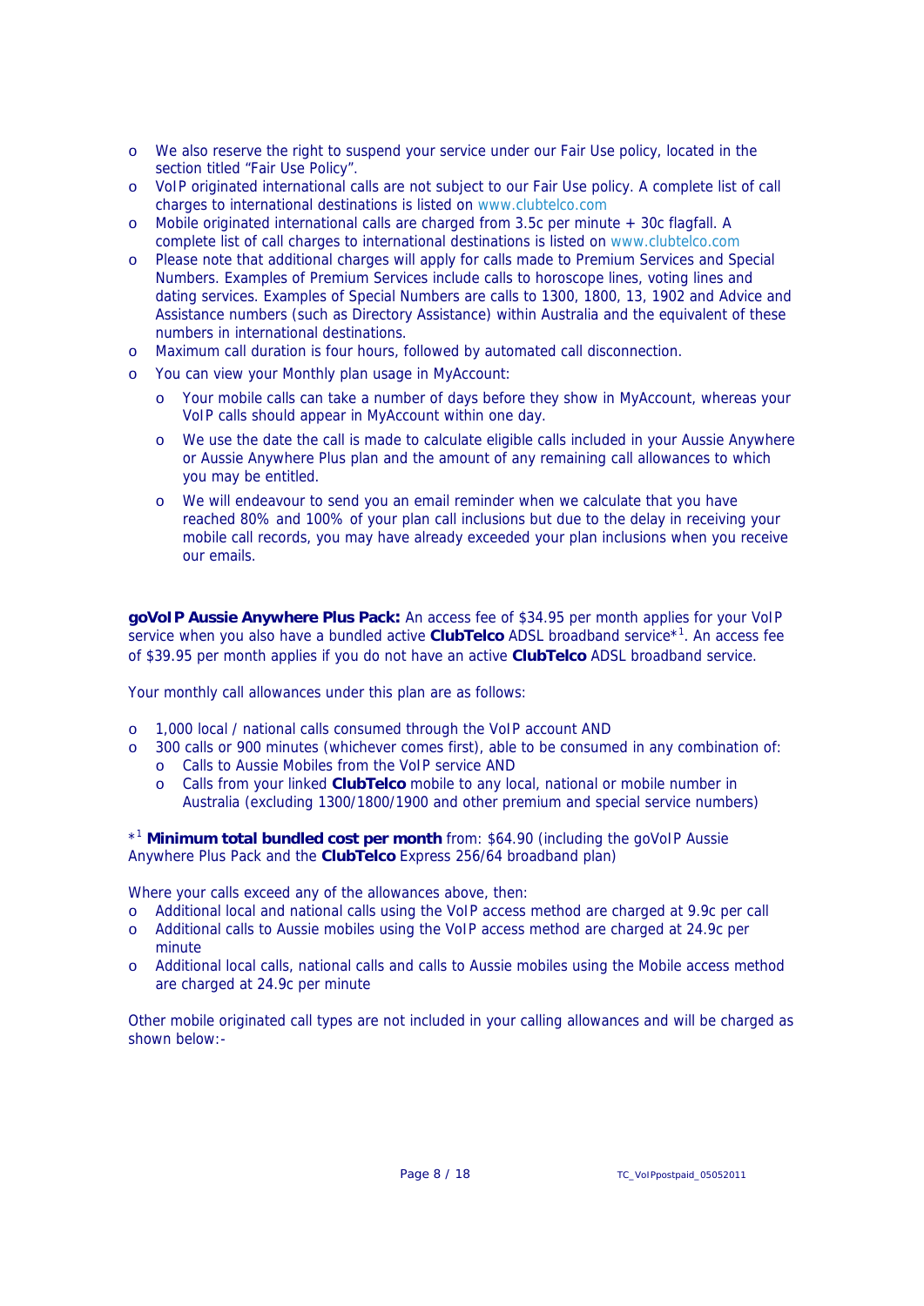- We also reserve the right to suspend your service under our Fair Use policy, located in the section titled "Fair Use Policy".
- VoIP originated international calls are not subject to our Fair Use policy. A complete list of call charges to international destinations is listed on www.clubtelco.com
- Mobile originated international calls are charged from 3.5c per minute + 30c flagfall. A complete list of call charges to international destinations is listed on www.clubtelco.com
- Please note that additional charges will apply for calls made to Premium Services and Special Numbers. Examples of Premium Services include calls to horoscope lines, voting lines and dating services. Examples of Special Numbers are calls to 1300, 1800, 13, 1902 and Advice and Assistance numbers (such as Directory Assistance) within Australia and the equivalent of these numbers in international destinations.
- Maximum call duration is four hours, followed by automated call disconnection.
- You can view your Monthly plan usage in MyAccount:
  - Your mobile calls can take a number of days before they show in MyAccount, whereas your VoIP calls should appear in MyAccount within one day.
  - We use the date the call is made to calculate eligible calls included in your Aussie Anywhere or Aussie Anywhere Plus plan and the amount of any remaining call allowances to which you may be entitled.
  - We will endeavour to send you an email reminder when we calculate that you have reached 80% and 100% of your plan call inclusions but due to the delay in receiving your mobile call records, you may have already exceeded your plan inclusions when you receive our emails.

**goVoIP Aussie Anywhere Plus Pack:** An access fee of $34.95 per month applies for your VoIP service when you also have a bundled active **ClubTelco** ADSL broadband service*[1]. An access fee of $39.95 per month applies if you do not have an active **ClubTelco** ADSL broadband service.

Your monthly call allowances under this plan are as follows:

- 1,000 local / national calls consumed through the VoIP account AND
- 300 calls or 900 minutes (whichever comes first), able to be consumed in any combination of:
  - Calls to Aussie Mobiles from the VoIP service AND
  - Calls from your linked **ClubTelco** mobile to any local, national or mobile number in Australia (excluding 1300/1800/1900 and other premium and special service numbers)

*[1] **Minimum total bundled cost per month** from: $64.90 (including the goVoIP Aussie Anywhere Plus Pack and the **ClubTelco** Express 256/64 broadband plan)

Where your calls exceed any of the allowances above, then:

- Additional local and national calls using the VoIP access method are charged at 9.9c per call
- Additional calls to Aussie mobiles using the VoIP access method are charged at 24.9c per minute
- Additional local calls, national calls and calls to Aussie mobiles using the Mobile access method are charged at 24.9c per minute

Other mobile originated call types are not included in your calling allowances and will be charged as shown below:-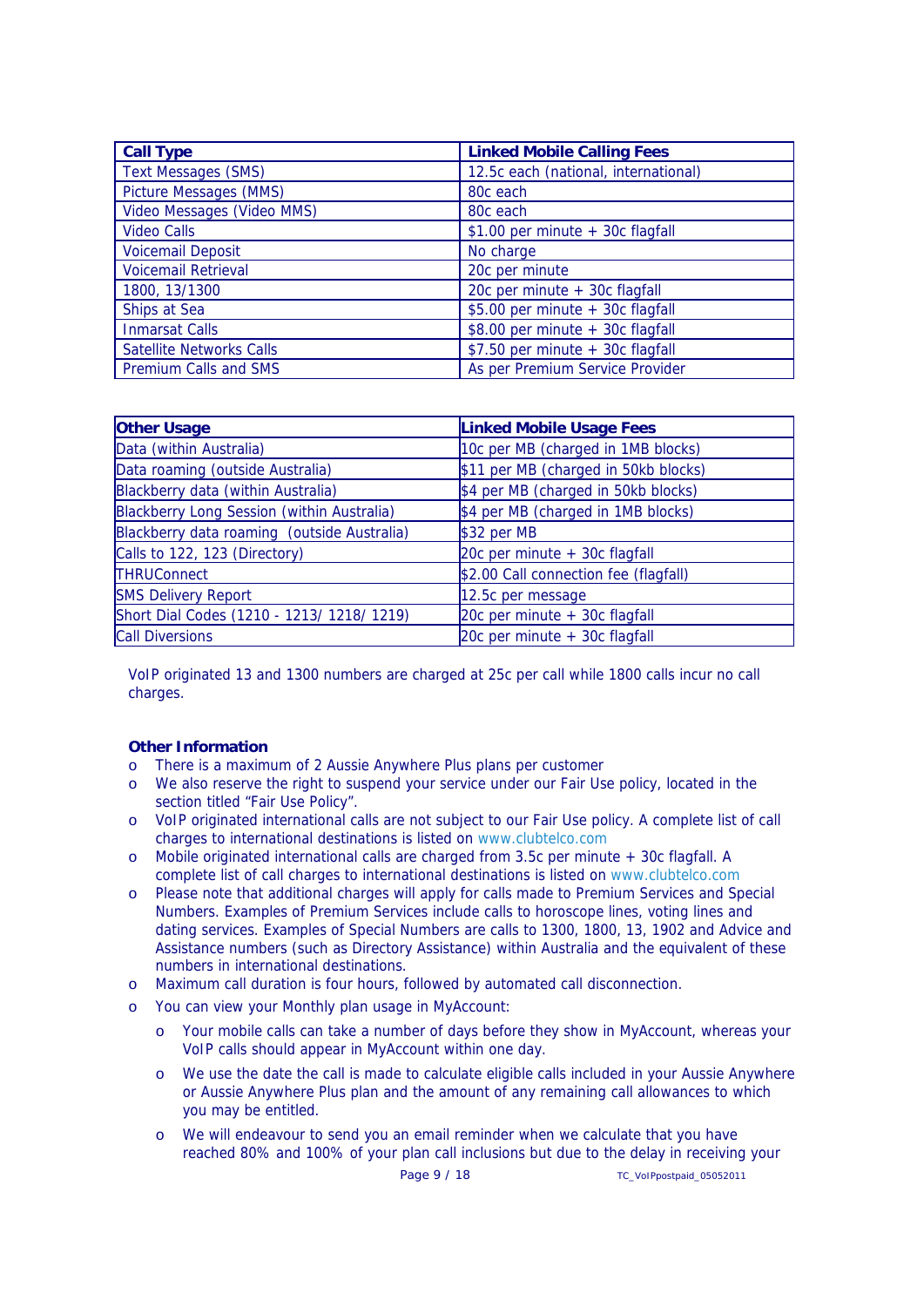| Call Type | Linked Mobile Calling Fees |
| --- | --- |
| Text Messages (SMS) | 12.5c each (national, international) |
| Picture Messages (MMS) | 80c each |
| Video Messages (Video MMS) | 80c each |
| Video Calls | $1.00 per minute + 30c flagfall |
| Voicemail Deposit | No charge |
| Voicemail Retrieval | 20c per minute |
| 1800, 13/1300 | 20c per minute + 30c flagfall |
| Ships at Sea | $5.00 per minute + 30c flagfall |
| Inmarsat Calls | $8.00 per minute + 30c flagfall |
| Satellite Networks Calls | $7.50 per minute + 30c flagfall |
| Premium Calls and SMS | As per Premium Service Provider |

| Other Usage | Linked Mobile Usage Fees |
| --- | --- |
| Data (within Australia) | 10c per MB (charged in 1MB blocks) |
| Data roaming (outside Australia) | $11 per MB (charged in 50kb blocks) |
| Blackberry data (within Australia) | $4 per MB (charged in 50kb blocks) |
| Blackberry Long Session (within Australia) | $4 per MB (charged in 1MB blocks) |
| Blackberry data roaming (outside Australia) | $32 per MB |
| Calls to 122, 123 (Directory) | 20c per minute + 30c flagfall |
| THRUConnect | $2.00 Call connection fee (flagfall) |
| SMS Delivery Report | 12.5c per message |
| Short Dial Codes (1210 - 1213/ 1218/ 1219) | 20c per minute + 30c flagfall |
| Call Diversions | 20c per minute + 30c flagfall |

VoIP originated 13 and 1300 numbers are charged at 25c per call while 1800 calls incur no call charges.

**Other Information**

- There is a maximum of 2 Aussie Anywhere Plus plans per customer
- We also reserve the right to suspend your service under our Fair Use policy, located in the section titled "Fair Use Policy".
- VoIP originated international calls are not subject to our Fair Use policy. A complete list of call charges to international destinations is listed on www.clubtelco.com
- Mobile originated international calls are charged from 3.5c per minute + 30c flagfall. A complete list of call charges to international destinations is listed on www.clubtelco.com
- Please note that additional charges will apply for calls made to Premium Services and Special Numbers. Examples of Premium Services include calls to horoscope lines, voting lines and dating services. Examples of Special Numbers are calls to 1300, 1800, 13, 1902 and Advice and Assistance numbers (such as Directory Assistance) within Australia and the equivalent of these numbers in international destinations.
- Maximum call duration is four hours, followed by automated call disconnection.
- You can view your Monthly plan usage in MyAccount:
  - Your mobile calls can take a number of days before they show in MyAccount, whereas your VoIP calls should appear in MyAccount within one day.
  - We use the date the call is made to calculate eligible calls included in your Aussie Anywhere or Aussie Anywhere Plus plan and the amount of any remaining call allowances to which you may be entitled.
  - We will endeavour to send you an email reminder when we calculate that you have reached 80% and 100% of your plan call inclusions but due to the delay in receiving your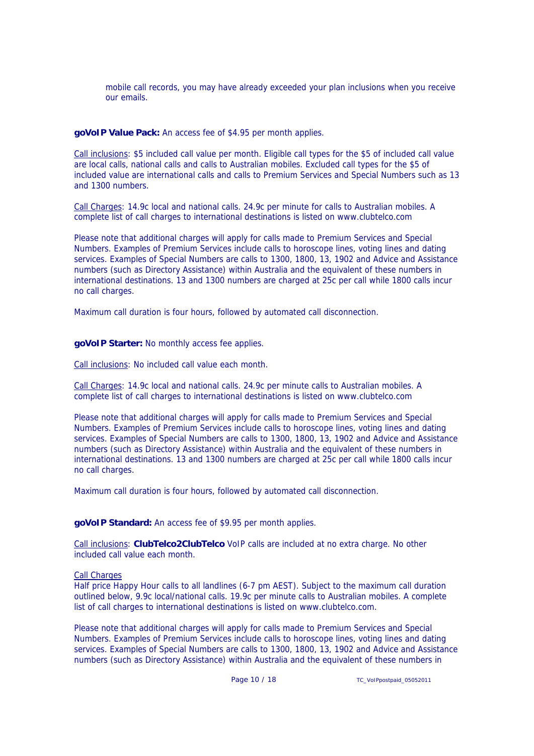mobile call records, you may have already exceeded your plan inclusions when you receive our emails.

**goVoIP Value Pack:** An access fee of $4.95 per month applies.

Call inclusions: $5 included call value per month. Eligible call types for the $5 of included call value are local calls, national calls and calls to Australian mobiles. Excluded call types for the $5 of included value are international calls and calls to Premium Services and Special Numbers such as 13 and 1300 numbers.

Call Charges: 14.9c local and national calls. 24.9c per minute for calls to Australian mobiles. A complete list of call charges to international destinations is listed on www.clubtelco.com

Please note that additional charges will apply for calls made to Premium Services and Special Numbers. Examples of Premium Services include calls to horoscope lines, voting lines and dating services. Examples of Special Numbers are calls to 1300, 1800, 13, 1902 and Advice and Assistance numbers (such as Directory Assistance) within Australia and the equivalent of these numbers in international destinations. 13 and 1300 numbers are charged at 25c per call while 1800 calls incur no call charges.

Maximum call duration is four hours, followed by automated call disconnection.

**goVoIP Starter:** No monthly access fee applies.

Call inclusions: No included call value each month.

Call Charges: 14.9c local and national calls. 24.9c per minute calls to Australian mobiles. A complete list of call charges to international destinations is listed on www.clubtelco.com

Please note that additional charges will apply for calls made to Premium Services and Special Numbers. Examples of Premium Services include calls to horoscope lines, voting lines and dating services. Examples of Special Numbers are calls to 1300, 1800, 13, 1902 and Advice and Assistance numbers (such as Directory Assistance) within Australia and the equivalent of these numbers in international destinations. 13 and 1300 numbers are charged at 25c per call while 1800 calls incur no call charges.

Maximum call duration is four hours, followed by automated call disconnection.

**goVoIP Standard:** An access fee of $9.95 per month applies.

Call inclusions: **ClubTelco2ClubTelco** VoIP calls are included at no extra charge. No other included call value each month.

Call Charges
Half price Happy Hour calls to all landlines (6-7 pm AEST). Subject to the maximum call duration outlined below, 9.9c local/national calls. 19.9c per minute calls to Australian mobiles. A complete list of call charges to international destinations is listed on www.clubtelco.com.

Please note that additional charges will apply for calls made to Premium Services and Special Numbers. Examples of Premium Services include calls to horoscope lines, voting lines and dating services. Examples of Special Numbers are calls to 1300, 1800, 13, 1902 and Advice and Assistance numbers (such as Directory Assistance) within Australia and the equivalent of these numbers in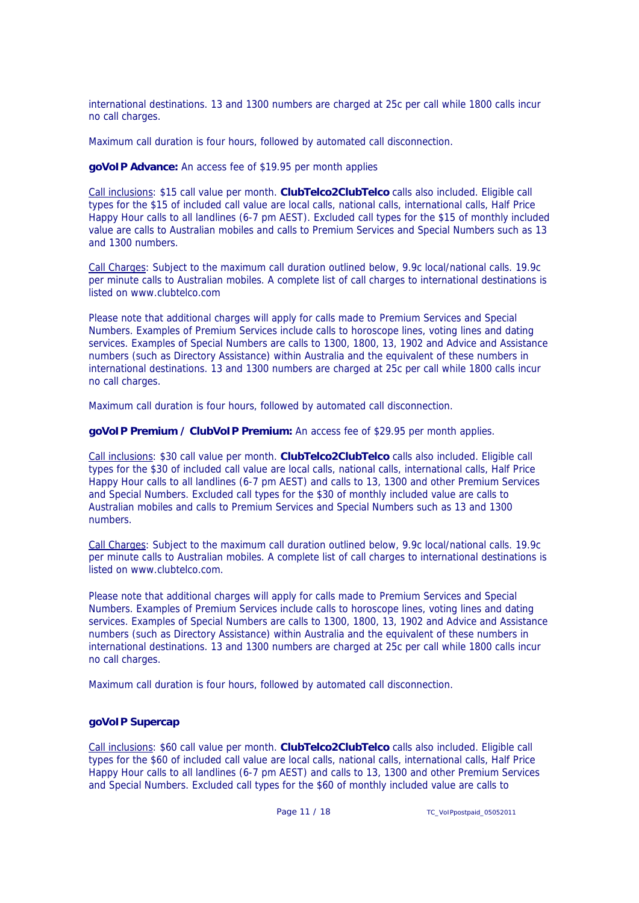international destinations. 13 and 1300 numbers are charged at 25c per call while 1800 calls incur no call charges.

Maximum call duration is four hours, followed by automated call disconnection.

**goVoIP Advance:** An access fee of $19.95 per month applies

Call inclusions: $15 call value per month. **ClubTelco2ClubTelco** calls also included. Eligible call types for the $15 of included call value are local calls, national calls, international calls, Half Price Happy Hour calls to all landlines (6-7 pm AEST). Excluded call types for the $15 of monthly included value are calls to Australian mobiles and calls to Premium Services and Special Numbers such as 13 and 1300 numbers.

Call Charges: Subject to the maximum call duration outlined below, 9.9c local/national calls. 19.9c per minute calls to Australian mobiles. A complete list of call charges to international destinations is listed on www.clubtelco.com

Please note that additional charges will apply for calls made to Premium Services and Special Numbers. Examples of Premium Services include calls to horoscope lines, voting lines and dating services. Examples of Special Numbers are calls to 1300, 1800, 13, 1902 and Advice and Assistance numbers (such as Directory Assistance) within Australia and the equivalent of these numbers in international destinations. 13 and 1300 numbers are charged at 25c per call while 1800 calls incur no call charges.

Maximum call duration is four hours, followed by automated call disconnection.

**goVoIP Premium / ClubVoIP Premium:** An access fee of $29.95 per month applies.

Call inclusions: $30 call value per month. **ClubTelco2ClubTelco** calls also included. Eligible call types for the $30 of included call value are local calls, national calls, international calls, Half Price Happy Hour calls to all landlines (6-7 pm AEST) and calls to 13, 1300 and other Premium Services and Special Numbers. Excluded call types for the $30 of monthly included value are calls to Australian mobiles and calls to Premium Services and Special Numbers such as 13 and 1300 numbers.

Call Charges: Subject to the maximum call duration outlined below, 9.9c local/national calls. 19.9c per minute calls to Australian mobiles. A complete list of call charges to international destinations is listed on www.clubtelco.com.

Please note that additional charges will apply for calls made to Premium Services and Special Numbers. Examples of Premium Services include calls to horoscope lines, voting lines and dating services. Examples of Special Numbers are calls to 1300, 1800, 13, 1902 and Advice and Assistance numbers (such as Directory Assistance) within Australia and the equivalent of these numbers in international destinations. 13 and 1300 numbers are charged at 25c per call while 1800 calls incur no call charges.

Maximum call duration is four hours, followed by automated call disconnection.

**goVoIP Supercap**

Call inclusions: $60 call value per month. **ClubTelco2ClubTelco** calls also included. Eligible call types for the $60 of included call value are local calls, national calls, international calls, Half Price Happy Hour calls to all landlines (6-7 pm AEST) and calls to 13, 1300 and other Premium Services and Special Numbers. Excluded call types for the $60 of monthly included value are calls to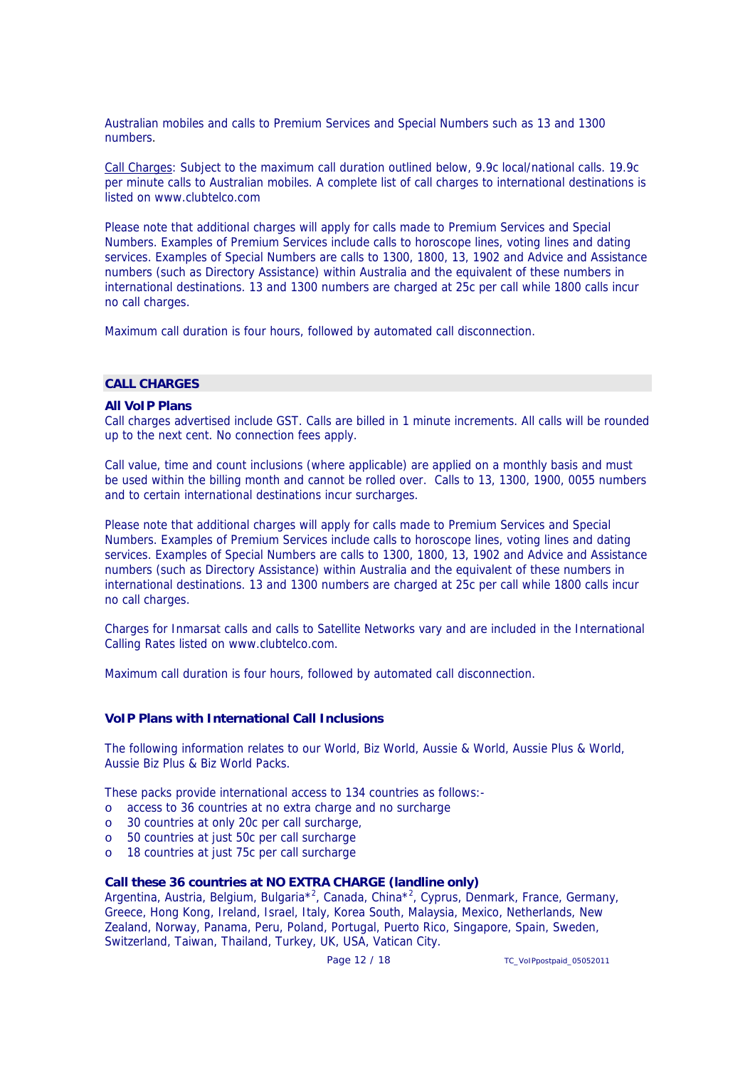Australian mobiles and calls to Premium Services and Special Numbers such as 13 and 1300 numbers.

Call Charges: Subject to the maximum call duration outlined below, 9.9c local/national calls. 19.9c per minute calls to Australian mobiles. A complete list of call charges to international destinations is listed on www.clubtelco.com

Please note that additional charges will apply for calls made to Premium Services and Special Numbers. Examples of Premium Services include calls to horoscope lines, voting lines and dating services. Examples of Special Numbers are calls to 1300, 1800, 13, 1902 and Advice and Assistance numbers (such as Directory Assistance) within Australia and the equivalent of these numbers in international destinations. 13 and 1300 numbers are charged at 25c per call while 1800 calls incur no call charges.

Maximum call duration is four hours, followed by automated call disconnection.

## CALL CHARGES

### All VoIP Plans

Call charges advertised include GST. Calls are billed in 1 minute increments. All calls will be rounded up to the next cent. No connection fees apply.

Call value, time and count inclusions (where applicable) are applied on a monthly basis and must be used within the billing month and cannot be rolled over. Calls to 13, 1300, 1900, 0055 numbers and to certain international destinations incur surcharges.

Please note that additional charges will apply for calls made to Premium Services and Special Numbers. Examples of Premium Services include calls to horoscope lines, voting lines and dating services. Examples of Special Numbers are calls to 1300, 1800, 13, 1902 and Advice and Assistance numbers (such as Directory Assistance) within Australia and the equivalent of these numbers in international destinations. 13 and 1300 numbers are charged at 25c per call while 1800 calls incur no call charges.

Charges for Inmarsat calls and calls to Satellite Networks vary and are included in the International Calling Rates listed on www.clubtelco.com.

Maximum call duration is four hours, followed by automated call disconnection.

### VoIP Plans with International Call Inclusions

The following information relates to our World, Biz World, Aussie & World, Aussie Plus & World, Aussie Biz Plus & Biz World Packs.

These packs provide international access to 134 countries as follows:-

- access to 36 countries at no extra charge and no surcharge
- 30 countries at only 20c per call surcharge,
- 50 countries at just 50c per call surcharge
- 18 countries at just 75c per call surcharge

### Call these 36 countries at NO EXTRA CHARGE (landline only)

Argentina, Austria, Belgium, Bulgaria*[2], Canada, China*[2], Cyprus, Denmark, France, Germany, Greece, Hong Kong, Ireland, Israel, Italy, Korea South, Malaysia, Mexico, Netherlands, New Zealand, Norway, Panama, Peru, Poland, Portugal, Puerto Rico, Singapore, Spain, Sweden, Switzerland, Taiwan, Thailand, Turkey, UK, USA, Vatican City.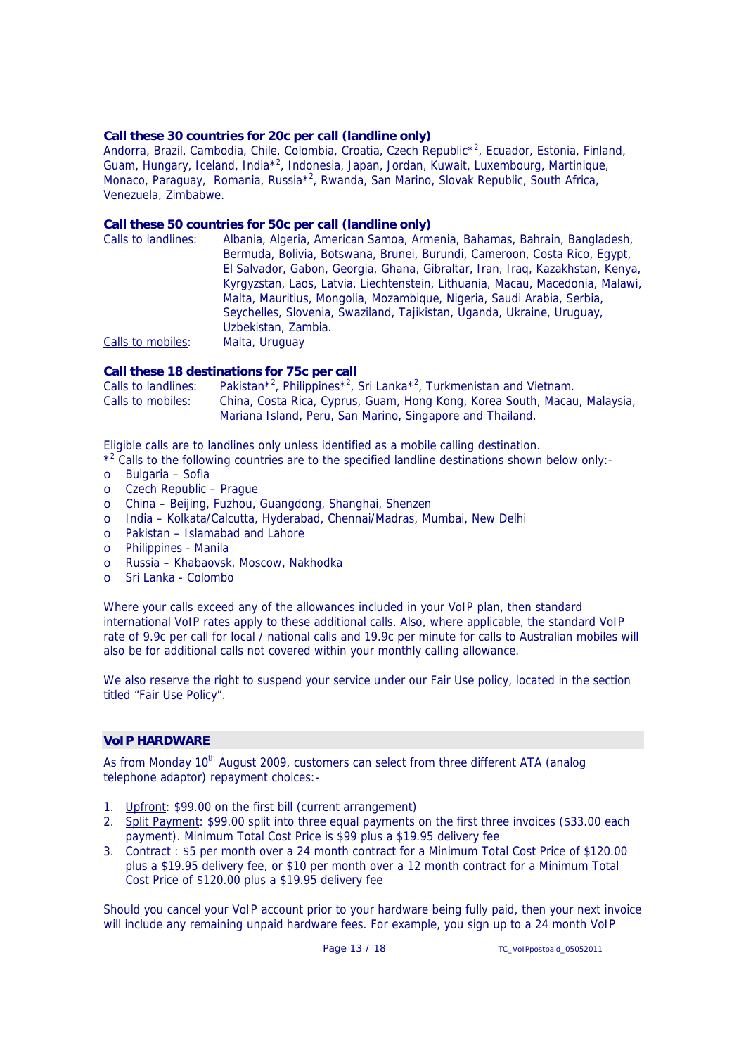**Call these 30 countries for 20c per call (landline only)**

Andorra, Brazil, Cambodia, Chile, Colombia, Croatia, Czech Republic*[2], Ecuador, Estonia, Finland, Guam, Hungary, Iceland, India*[2], Indonesia, Japan, Jordan, Kuwait, Luxembourg, Martinique, Monaco, Paraguay, Romania, Russia*[2], Rwanda, San Marino, Slovak Republic, South Africa, Venezuela, Zimbabwe.

**Call these 50 countries for 50c per call (landline only)**

Calls to landlines: Albania, Algeria, American Samoa, Armenia, Bahamas, Bahrain, Bangladesh, Bermuda, Bolivia, Botswana, Brunei, Burundi, Cameroon, Costa Rico, Egypt, El Salvador, Gabon, Georgia, Ghana, Gibraltar, Iran, Iraq, Kazakhstan, Kenya, Kyrgyzstan, Laos, Latvia, Liechtenstein, Lithuania, Macau, Macedonia, Malawi, Malta, Mauritius, Mongolia, Mozambique, Nigeria, Saudi Arabia, Serbia, Seychelles, Slovenia, Swaziland, Tajikistan, Uganda, Ukraine, Uruguay, Uzbekistan, Zambia.

Calls to mobiles: Malta, Uruguay

**Call these 18 destinations for 75c per call**

Calls to landlines: Pakistan*[2], Philippines*[2], Sri Lanka*[2], Turkmenistan and Vietnam.

Calls to mobiles: China, Costa Rica, Cyprus, Guam, Hong Kong, Korea South, Macau, Malaysia, Mariana Island, Peru, San Marino, Singapore and Thailand.

Eligible calls are to landlines only unless identified as a mobile calling destination.

*[2] Calls to the following countries are to the specified landline destinations shown below only:-

- Bulgaria – Sofia
- Czech Republic – Prague
- China – Beijing, Fuzhou, Guangdong, Shanghai, Shenzen
- India – Kolkata/Calcutta, Hyderabad, Chennai/Madras, Mumbai, New Delhi
- Pakistan – Islamabad and Lahore
- Philippines - Manila
- Russia – Khabaovsk, Moscow, Nakhodka
- Sri Lanka - Colombo

Where your calls exceed any of the allowances included in your VoIP plan, then standard international VoIP rates apply to these additional calls. Also, where applicable, the standard VoIP rate of 9.9c per call for local / national calls and 19.9c per minute for calls to Australian mobiles will also be for additional calls not covered within your monthly calling allowance.

We also reserve the right to suspend your service under our Fair Use policy, located in the section titled "Fair Use Policy".

## VoIP HARDWARE

As from Monday 10th August 2009, customers can select from three different ATA (analog telephone adaptor) repayment choices:-

1. Upfront: $99.00 on the first bill (current arrangement)
2. Split Payment: $99.00 split into three equal payments on the first three invoices ($33.00 each payment). Minimum Total Cost Price is $99 plus a $19.95 delivery fee
3. Contract : $5 per month over a 24 month contract for a Minimum Total Cost Price of $120.00 plus a $19.95 delivery fee, or $10 per month over a 12 month contract for a Minimum Total Cost Price of $120.00 plus a $19.95 delivery fee

Should you cancel your VoIP account prior to your hardware being fully paid, then your next invoice will include any remaining unpaid hardware fees. For example, you sign up to a 24 month VoIP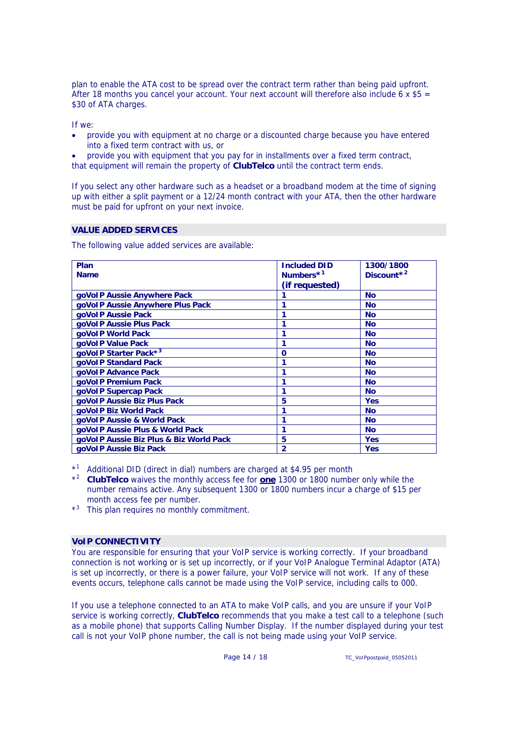plan to enable the ATA cost to be spread over the contract term rather than being paid upfront. After 18 months you cancel your account. Your next account will therefore also include 6 x $5 = $30 of ATA charges.

If we:

- provide you with equipment at no charge or a discounted charge because you have entered into a fixed term contract with us, or
- provide you with equipment that you pay for in installments over a fixed term contract,

that equipment will remain the property of **ClubTelco** until the contract term ends.

If you select any other hardware such as a headset or a broadband modem at the time of signing up with either a split payment or a 12/24 month contract with your ATA, then the other hardware must be paid for upfront on your next invoice.

## VALUE ADDED SERVICES

The following value added services are available:

| Plan Name | Included DID Numbers*[1] (if requested) | 1300/1800 Discount*[2] |
|---|---|---|
| goVoIP Aussie Anywhere Pack | 1 | No |
| goVoIP Aussie Anywhere Plus Pack | 1 | No |
| goVoIP Aussie Pack | 1 | No |
| goVoIP Aussie Plus Pack | 1 | No |
| goVoIP World Pack | 1 | No |
| goVoIP Value Pack | 1 | No |
| goVoIP Starter Pack*[3] | 0 | No |
| goVoIP Standard Pack | 1 | No |
| goVoIP Advance Pack | 1 | No |
| goVoIP Premium Pack | 1 | No |
| goVoIP Supercap Pack | 1 | No |
| goVoIP Aussie Biz Plus Pack | 5 | Yes |
| goVoIP Biz World Pack | 1 | No |
| goVoIP Aussie & World Pack | 1 | No |
| goVoIP Aussie Plus & World Pack | 1 | No |
| goVoIP Aussie Biz Plus & Biz World Pack | 5 | Yes |
| goVoIP Aussie Biz Pack | 2 | Yes |

*[1] Additional DID (direct in dial) numbers are charged at $4.95 per month

*[2] **ClubTelco** waives the monthly access fee for **one** 1300 or 1800 number only while the number remains active. Any subsequent 1300 or 1800 numbers incur a charge of $15 per month access fee per number.

*[3] This plan requires no monthly commitment.

## VoIP CONNECTIVITY

You are responsible for ensuring that your VoIP service is working correctly. If your broadband connection is not working or is set up incorrectly, or if your VoIP Analogue Terminal Adaptor (ATA) is set up incorrectly, or there is a power failure, your VoIP service will not work. If any of these events occurs, telephone calls cannot be made using the VoIP service, including calls to 000.

If you use a telephone connected to an ATA to make VoIP calls, and you are unsure if your VoIP service is working correctly, **ClubTelco** recommends that you make a test call to a telephone (such as a mobile phone) that supports Calling Number Display. If the number displayed during your test call is not your VoIP phone number, the call is not being made using your VoIP service.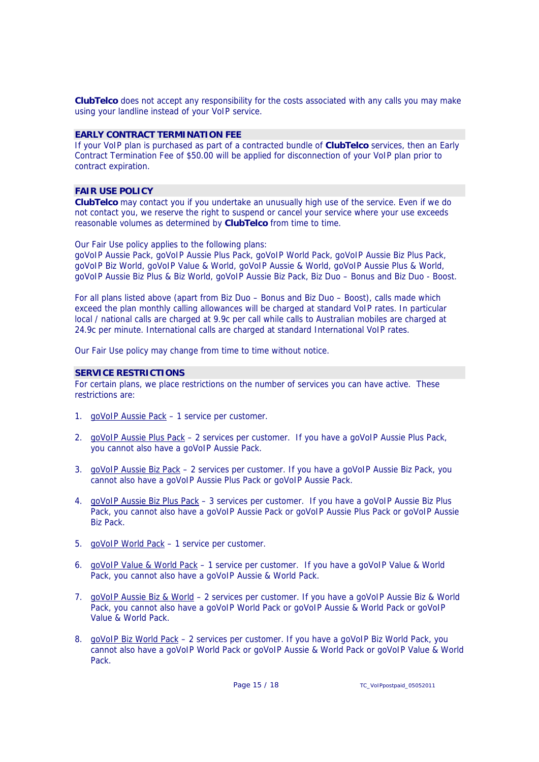**ClubTelco** does not accept any responsibility for the costs associated with any calls you may make using your landline instead of your VoIP service.

## EARLY CONTRACT TERMINATION FEE

If your VoIP plan is purchased as part of a contracted bundle of **ClubTelco** services, then an Early Contract Termination Fee of $50.00 will be applied for disconnection of your VoIP plan prior to contract expiration.

## FAIR USE POLICY

**ClubTelco** may contact you if you undertake an unusually high use of the service. Even if we do not contact you, we reserve the right to suspend or cancel your service where your use exceeds reasonable volumes as determined by **ClubTelco** from time to time.

Our Fair Use policy applies to the following plans:
goVoIP Aussie Pack, goVoIP Aussie Plus Pack, goVoIP World Pack, goVoIP Aussie Biz Plus Pack, goVoIP Biz World, goVoIP Value & World, goVoIP Aussie & World, goVoIP Aussie Plus & World, goVoIP Aussie Biz Plus & Biz World, goVoIP Aussie Biz Pack, Biz Duo – Bonus and Biz Duo - Boost.

For all plans listed above (apart from Biz Duo – Bonus and Biz Duo – Boost), calls made which exceed the plan monthly calling allowances will be charged at standard VoIP rates. In particular local / national calls are charged at 9.9c per call while calls to Australian mobiles are charged at 24.9c per minute. International calls are charged at standard International VoIP rates.

Our Fair Use policy may change from time to time without notice.

## SERVICE RESTRICTIONS

For certain plans, we place restrictions on the number of services you can have active. These restrictions are:

1. goVoIP Aussie Pack – 1 service per customer.

2. goVoIP Aussie Plus Pack – 2 services per customer. If you have a goVoIP Aussie Plus Pack, you cannot also have a goVoIP Aussie Pack.

3. goVoIP Aussie Biz Pack – 2 services per customer. If you have a goVoIP Aussie Biz Pack, you cannot also have a goVoIP Aussie Plus Pack or goVoIP Aussie Pack.

4. goVoIP Aussie Biz Plus Pack – 3 services per customer. If you have a goVoIP Aussie Biz Plus Pack, you cannot also have a goVoIP Aussie Pack or goVoIP Aussie Plus Pack or goVoIP Aussie Biz Pack.

5. goVoIP World Pack – 1 service per customer.

6. goVoIP Value & World Pack – 1 service per customer. If you have a goVoIP Value & World Pack, you cannot also have a goVoIP Aussie & World Pack.

7. goVoIP Aussie Biz & World – 2 services per customer. If you have a goVoIP Aussie Biz & World Pack, you cannot also have a goVoIP World Pack or goVoIP Aussie & World Pack or goVoIP Value & World Pack.

8. goVoIP Biz World Pack – 2 services per customer. If you have a goVoIP Biz World Pack, you cannot also have a goVoIP World Pack or goVoIP Aussie & World Pack or goVoIP Value & World Pack.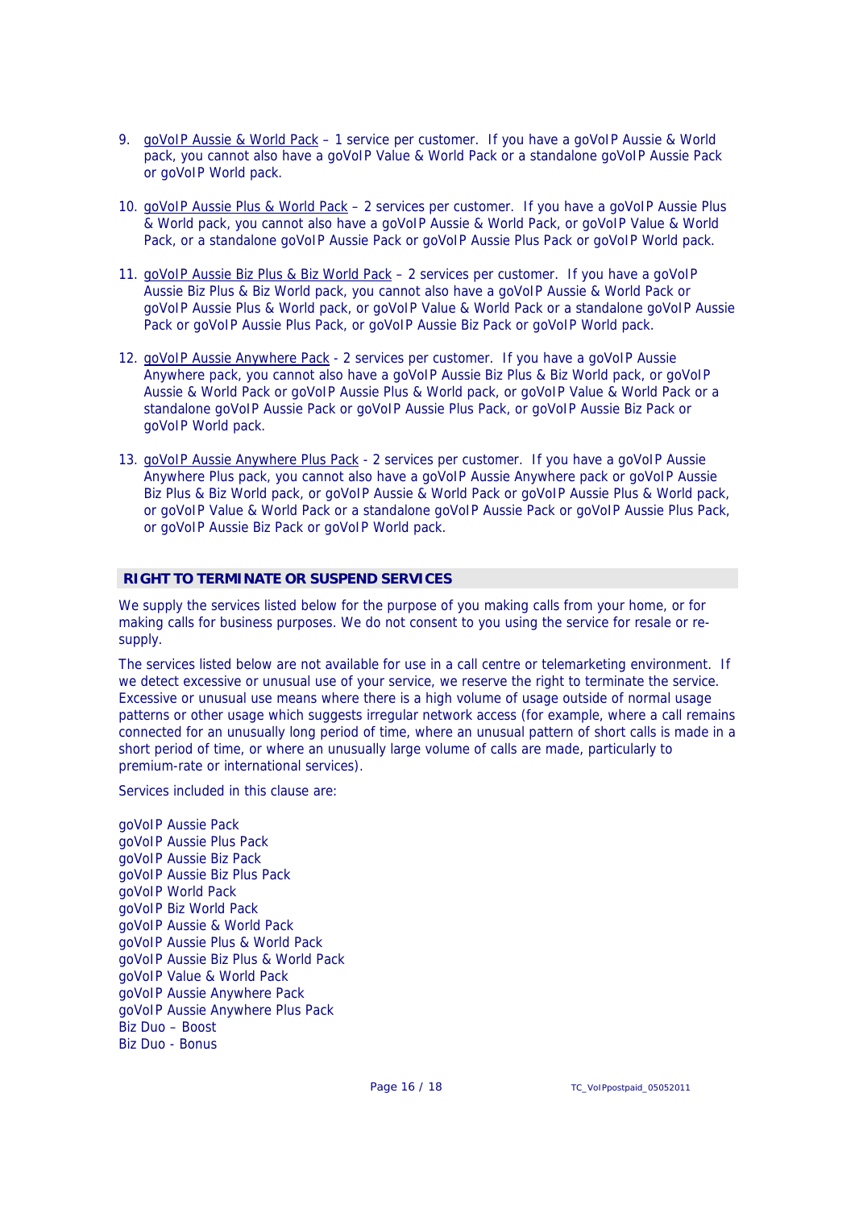9. goVoIP Aussie & World Pack – 1 service per customer. If you have a goVoIP Aussie & World pack, you cannot also have a goVoIP Value & World Pack or a standalone goVoIP Aussie Pack or goVoIP World pack.

10. goVoIP Aussie Plus & World Pack – 2 services per customer. If you have a goVoIP Aussie Plus & World pack, you cannot also have a goVoIP Aussie & World Pack, or goVoIP Value & World Pack, or a standalone goVoIP Aussie Pack or goVoIP Aussie Plus Pack or goVoIP World pack.

11. goVoIP Aussie Biz Plus & Biz World Pack – 2 services per customer. If you have a goVoIP Aussie Biz Plus & Biz World pack, you cannot also have a goVoIP Aussie & World Pack or goVoIP Aussie Plus & World pack, or goVoIP Value & World Pack or a standalone goVoIP Aussie Pack or goVoIP Aussie Plus Pack, or goVoIP Aussie Biz Pack or goVoIP World pack.

12. goVoIP Aussie Anywhere Pack - 2 services per customer. If you have a goVoIP Aussie Anywhere pack, you cannot also have a goVoIP Aussie Biz Plus & Biz World pack, or goVoIP Aussie & World Pack or goVoIP Aussie Plus & World pack, or goVoIP Value & World Pack or a standalone goVoIP Aussie Pack or goVoIP Aussie Plus Pack, or goVoIP Aussie Biz Pack or goVoIP World pack.

13. goVoIP Aussie Anywhere Plus Pack - 2 services per customer. If you have a goVoIP Aussie Anywhere Plus pack, you cannot also have a goVoIP Aussie Anywhere pack or goVoIP Aussie Biz Plus & Biz World pack, or goVoIP Aussie & World Pack or goVoIP Aussie Plus & World pack, or goVoIP Value & World Pack or a standalone goVoIP Aussie Pack or goVoIP Aussie Plus Pack, or goVoIP Aussie Biz Pack or goVoIP World pack.

## RIGHT TO TERMINATE OR SUSPEND SERVICES

We supply the services listed below for the purpose of you making calls from your home, or for making calls for business purposes. We do not consent to you using the service for resale or re-supply.

The services listed below are not available for use in a call centre or telemarketing environment. If we detect excessive or unusual use of your service, we reserve the right to terminate the service. Excessive or unusual use means where there is a high volume of usage outside of normal usage patterns or other usage which suggests irregular network access (for example, where a call remains connected for an unusually long period of time, where an unusual pattern of short calls is made in a short period of time, or where an unusually large volume of calls are made, particularly to premium-rate or international services).

Services included in this clause are:

goVoIP Aussie Pack
goVoIP Aussie Plus Pack
goVoIP Aussie Biz Pack
goVoIP Aussie Biz Plus Pack
goVoIP World Pack
goVoIP Biz World Pack
goVoIP Aussie & World Pack
goVoIP Aussie Plus & World Pack
goVoIP Aussie Biz Plus & World Pack
goVoIP Value & World Pack
goVoIP Aussie Anywhere Pack
goVoIP Aussie Anywhere Plus Pack
Biz Duo – Boost
Biz Duo - Bonus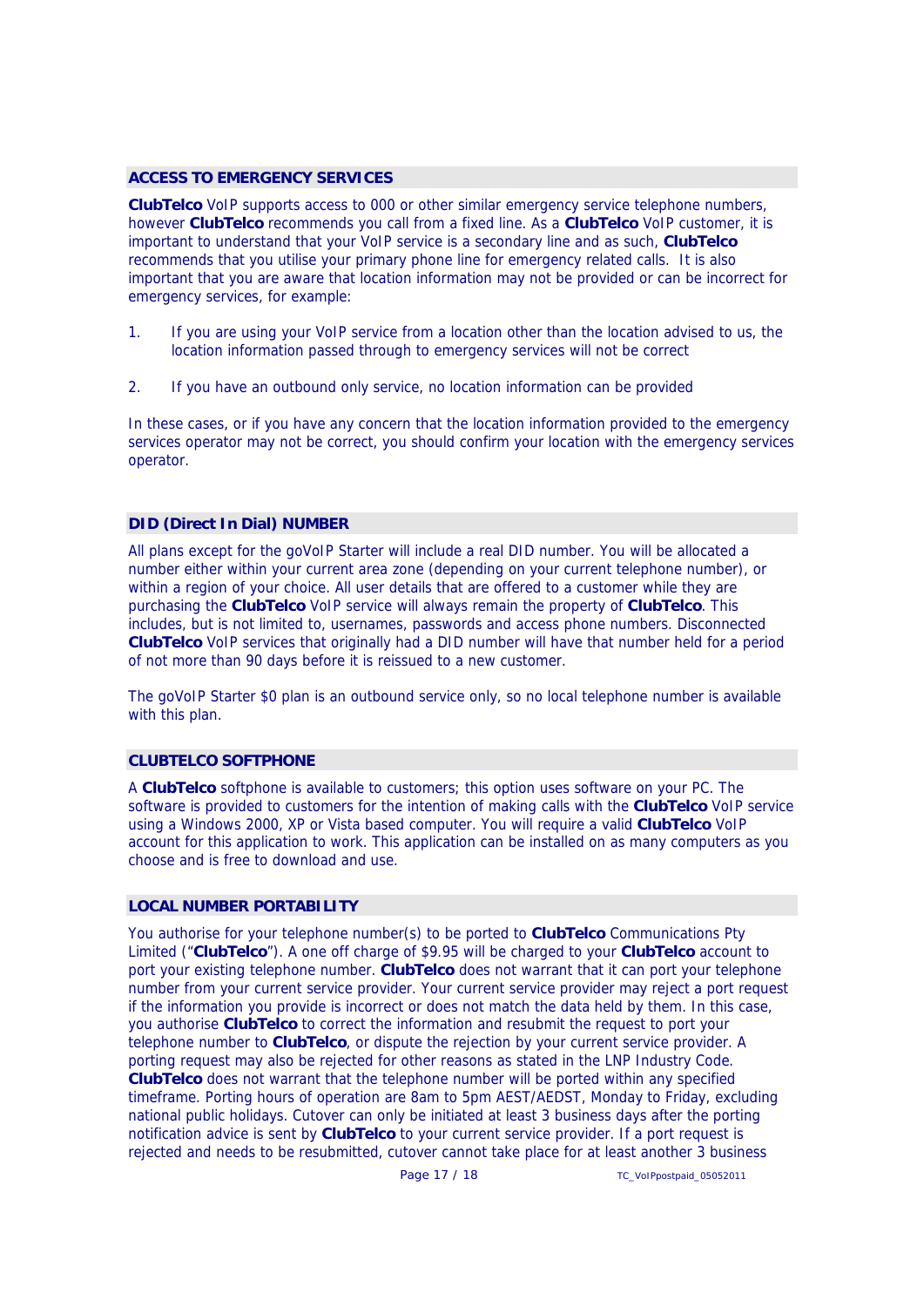## ACCESS TO EMERGENCY SERVICES

**ClubTelco** VoIP supports access to 000 or other similar emergency service telephone numbers, however **ClubTelco** recommends you call from a fixed line. As a **ClubTelco** VoIP customer, it is important to understand that your VoIP service is a secondary line and as such, **ClubTelco** recommends that you utilise your primary phone line for emergency related calls. It is also important that you are aware that location information may not be provided or can be incorrect for emergency services, for example:

1. If you are using your VoIP service from a location other than the location advised to us, the location information passed through to emergency services will not be correct

2. If you have an outbound only service, no location information can be provided

In these cases, or if you have any concern that the location information provided to the emergency services operator may not be correct, you should confirm your location with the emergency services operator.

## DID (Direct In Dial) NUMBER

All plans except for the goVoIP Starter will include a real DID number. You will be allocated a number either within your current area zone (depending on your current telephone number), or within a region of your choice. All user details that are offered to a customer while they are purchasing the **ClubTelco** VoIP service will always remain the property of **ClubTelco**. This includes, but is not limited to, usernames, passwords and access phone numbers. Disconnected **ClubTelco** VoIP services that originally had a DID number will have that number held for a period of not more than 90 days before it is reissued to a new customer.

The goVoIP Starter $0 plan is an outbound service only, so no local telephone number is available with this plan.

## CLUBTELCO SOFTPHONE

A **ClubTelco** softphone is available to customers; this option uses software on your PC. The software is provided to customers for the intention of making calls with the **ClubTelco** VoIP service using a Windows 2000, XP or Vista based computer. You will require a valid **ClubTelco** VoIP account for this application to work. This application can be installed on as many computers as you choose and is free to download and use.

## LOCAL NUMBER PORTABILITY

You authorise for your telephone number(s) to be ported to **ClubTelco** Communications Pty Limited ("**ClubTelco**"). A one off charge of $9.95 will be charged to your **ClubTelco** account to port your existing telephone number. **ClubTelco** does not warrant that it can port your telephone number from your current service provider. Your current service provider may reject a port request if the information you provide is incorrect or does not match the data held by them. In this case, you authorise **ClubTelco** to correct the information and resubmit the request to port your telephone number to **ClubTelco**, or dispute the rejection by your current service provider. A porting request may also be rejected for other reasons as stated in the LNP Industry Code. **ClubTelco** does not warrant that the telephone number will be ported within any specified timeframe. Porting hours of operation are 8am to 5pm AEST/AEDST, Monday to Friday, excluding national public holidays. Cutover can only be initiated at least 3 business days after the porting notification advice is sent by **ClubTelco** to your current service provider. If a port request is rejected and needs to be resubmitted, cutover cannot take place for at least another 3 business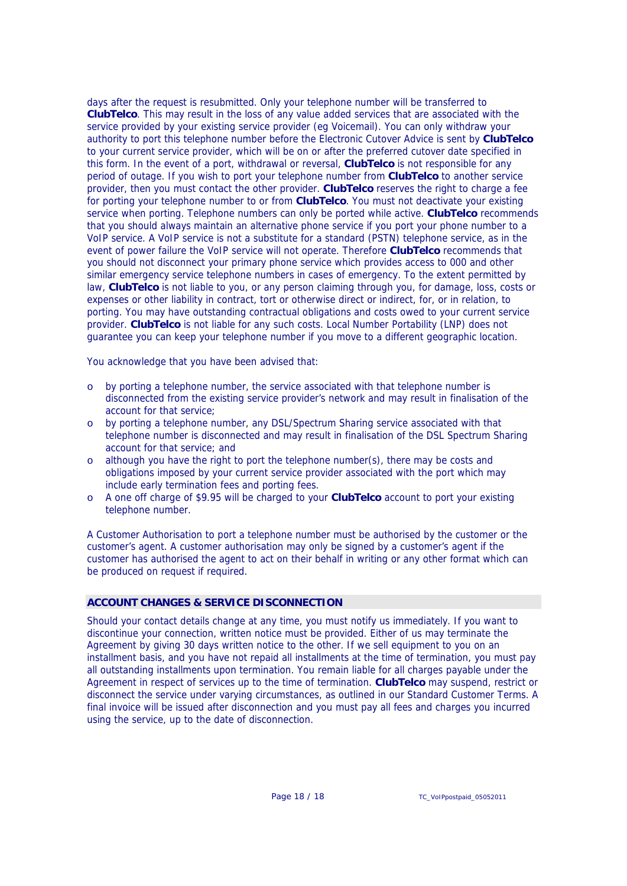days after the request is resubmitted. Only your telephone number will be transferred to **ClubTelco**. This may result in the loss of any value added services that are associated with the service provided by your existing service provider (eg Voicemail). You can only withdraw your authority to port this telephone number before the Electronic Cutover Advice is sent by **ClubTelco** to your current service provider, which will be on or after the preferred cutover date specified in this form. In the event of a port, withdrawal or reversal, **ClubTelco** is not responsible for any period of outage. If you wish to port your telephone number from **ClubTelco** to another service provider, then you must contact the other provider. **ClubTelco** reserves the right to charge a fee for porting your telephone number to or from **ClubTelco**. You must not deactivate your existing service when porting. Telephone numbers can only be ported while active. **ClubTelco** recommends that you should always maintain an alternative phone service if you port your phone number to a VoIP service. A VoIP service is not a substitute for a standard (PSTN) telephone service, as in the event of power failure the VoIP service will not operate. Therefore **ClubTelco** recommends that you should not disconnect your primary phone service which provides access to 000 and other similar emergency service telephone numbers in cases of emergency. To the extent permitted by law, **ClubTelco** is not liable to you, or any person claiming through you, for damage, loss, costs or expenses or other liability in contract, tort or otherwise direct or indirect, for, or in relation, to porting. You may have outstanding contractual obligations and costs owed to your current service provider. **ClubTelco** is not liable for any such costs. Local Number Portability (LNP) does not guarantee you can keep your telephone number if you move to a different geographic location.

You acknowledge that you have been advised that:

- by porting a telephone number, the service associated with that telephone number is disconnected from the existing service provider's network and may result in finalisation of the account for that service;
- by porting a telephone number, any DSL/Spectrum Sharing service associated with that telephone number is disconnected and may result in finalisation of the DSL Spectrum Sharing account for that service; and
- although you have the right to port the telephone number(s), there may be costs and obligations imposed by your current service provider associated with the port which may include early termination fees and porting fees.
- A one off charge of $9.95 will be charged to your **ClubTelco** account to port your existing telephone number.

A Customer Authorisation to port a telephone number must be authorised by the customer or the customer's agent. A customer authorisation may only be signed by a customer's agent if the customer has authorised the agent to act on their behalf in writing or any other format which can be produced on request if required.

## ACCOUNT CHANGES & SERVICE DISCONNECTION

Should your contact details change at any time, you must notify us immediately. If you want to discontinue your connection, written notice must be provided. Either of us may terminate the Agreement by giving 30 days written notice to the other. If we sell equipment to you on an installment basis, and you have not repaid all installments at the time of termination, you must pay all outstanding installments upon termination. You remain liable for all charges payable under the Agreement in respect of services up to the time of termination. **ClubTelco** may suspend, restrict or disconnect the service under varying circumstances, as outlined in our Standard Customer Terms. A final invoice will be issued after disconnection and you must pay all fees and charges you incurred using the service, up to the date of disconnection.